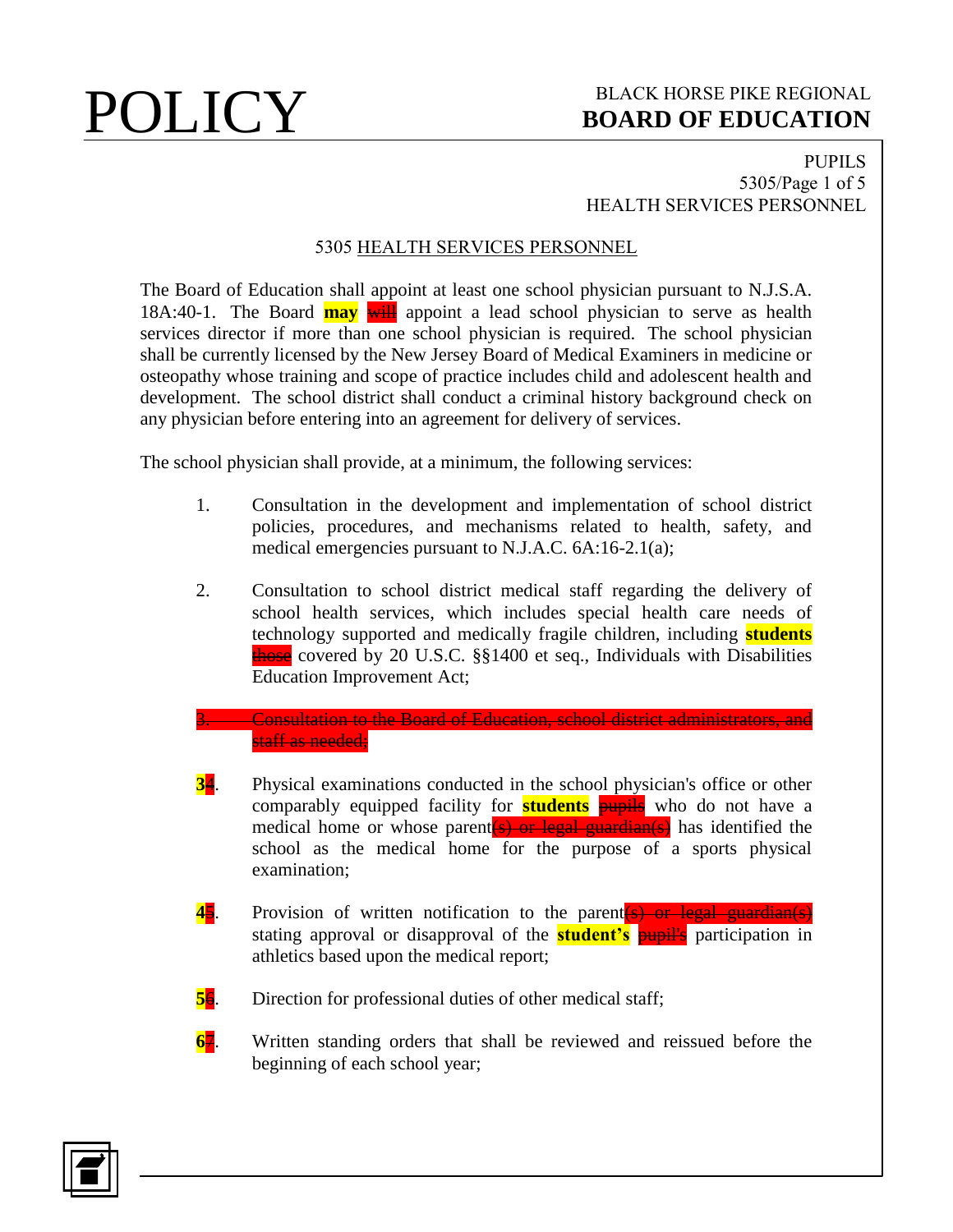## 5305 HEALTH SERVICES PERSONNEL

The Board of Education shall appoint at least one school physician pursuant to N.J.S.A. 18A:40-1. The Board **may** ~~will~~ appoint a lead school physician to serve as health services director if more than one school physician is required. The school physician shall be currently licensed by the New Jersey Board of Medical Examiners in medicine or osteopathy whose training and scope of practice includes child and adolescent health and development. The school district shall conduct a criminal history background check on any physician before entering into an agreement for delivery of services.

The school physician shall provide, at a minimum, the following services:

1. Consultation in the development and implementation of school district policies, procedures, and mechanisms related to health, safety, and medical emergencies pursuant to N.J.A.C. 6A:16-2.1(a);

2. Consultation to school district medical staff regarding the delivery of school health services, which includes special health care needs of technology supported and medically fragile children, including **students** ~~those~~ covered by 20 U.S.C. §§1400 et seq., Individuals with Disabilities Education Improvement Act;

~~3. Consultation to the Board of Education, school district administrators, and staff as needed;~~

**3**~~4~~. Physical examinations conducted in the school physician's office or other comparably equipped facility for **students** ~~pupils~~ who do not have a medical home or whose parent~~(s) or legal guardian(s)~~ has identified the school as the medical home for the purpose of a sports physical examination;

**4**~~5~~. Provision of written notification to the parent~~(s) or legal guardian(s)~~ stating approval or disapproval of the **student's** ~~pupil's~~ participation in athletics based upon the medical report;

**5**~~6~~. Direction for professional duties of other medical staff;

**6**~~7~~. Written standing orders that shall be reviewed and reissued before the beginning of each school year;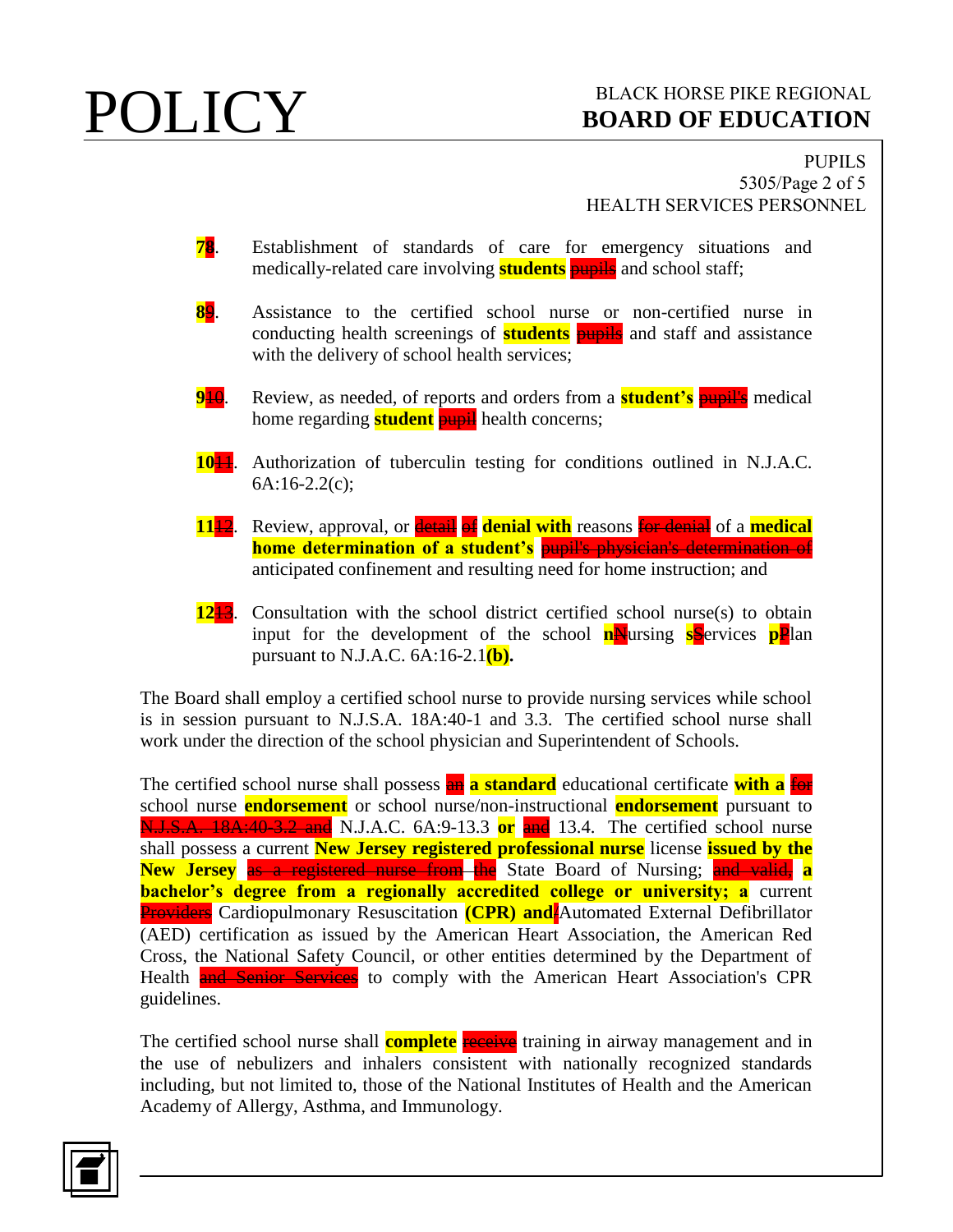78. Establishment of standards of care for emergency situations and medically-related care involving **students** ~~pupils~~ and school staff;

89. Assistance to the certified school nurse or non-certified nurse in conducting health screenings of **students** ~~pupils~~ and staff and assistance with the delivery of school health services;

910. Review, as needed, of reports and orders from a **student's** ~~pupil's~~ medical home regarding **student** ~~pupil~~ health concerns;

1011. Authorization of tuberculin testing for conditions outlined in N.J.A.C. 6A:16-2.2(c);

1112. Review, approval, or ~~detail~~ ~~of~~ **denial with** reasons ~~for denial~~ of a **medical home determination of a student's** ~~pupil's physician's determination of~~ anticipated confinement and resulting need for home instruction; and

1213. Consultation with the school district certified school nurse(s) to obtain input for the development of the school **n**~~N~~ursing **s**~~S~~ervices **p**~~P~~lan pursuant to N.J.A.C. 6A:16-2.1**(b).**

The Board shall employ a certified school nurse to provide nursing services while school is in session pursuant to N.J.S.A. 18A:40-1 and 3.3. The certified school nurse shall work under the direction of the school physician and Superintendent of Schools.

The certified school nurse shall possess ~~an~~ **a standard** educational certificate **with a** ~~for~~ school nurse **endorsement** or school nurse/non-instructional **endorsement** pursuant to ~~N.J.S.A. 18A:40-3.2 and~~ N.J.A.C. 6A:9-13.3 **or** ~~and~~ 13.4. The certified school nurse shall possess a current **New Jersey registered professional nurse** license **issued by the New Jersey** ~~as a registered nurse from the~~ State Board of Nursing; ~~and valid,~~ **a bachelor's degree from a regionally accredited college or university; a** current ~~Providers~~ Cardiopulmonary Resuscitation **(CPR) and**~~/~~Automated External Defibrillator (AED) certification as issued by the American Heart Association, the American Red Cross, the National Safety Council, or other entities determined by the Department of Health ~~and Senior Services~~ to comply with the American Heart Association's CPR guidelines.

The certified school nurse shall **complete** ~~receive~~ training in airway management and in the use of nebulizers and inhalers consistent with nationally recognized standards including, but not limited to, those of the National Institutes of Health and the American Academy of Allergy, Asthma, and Immunology.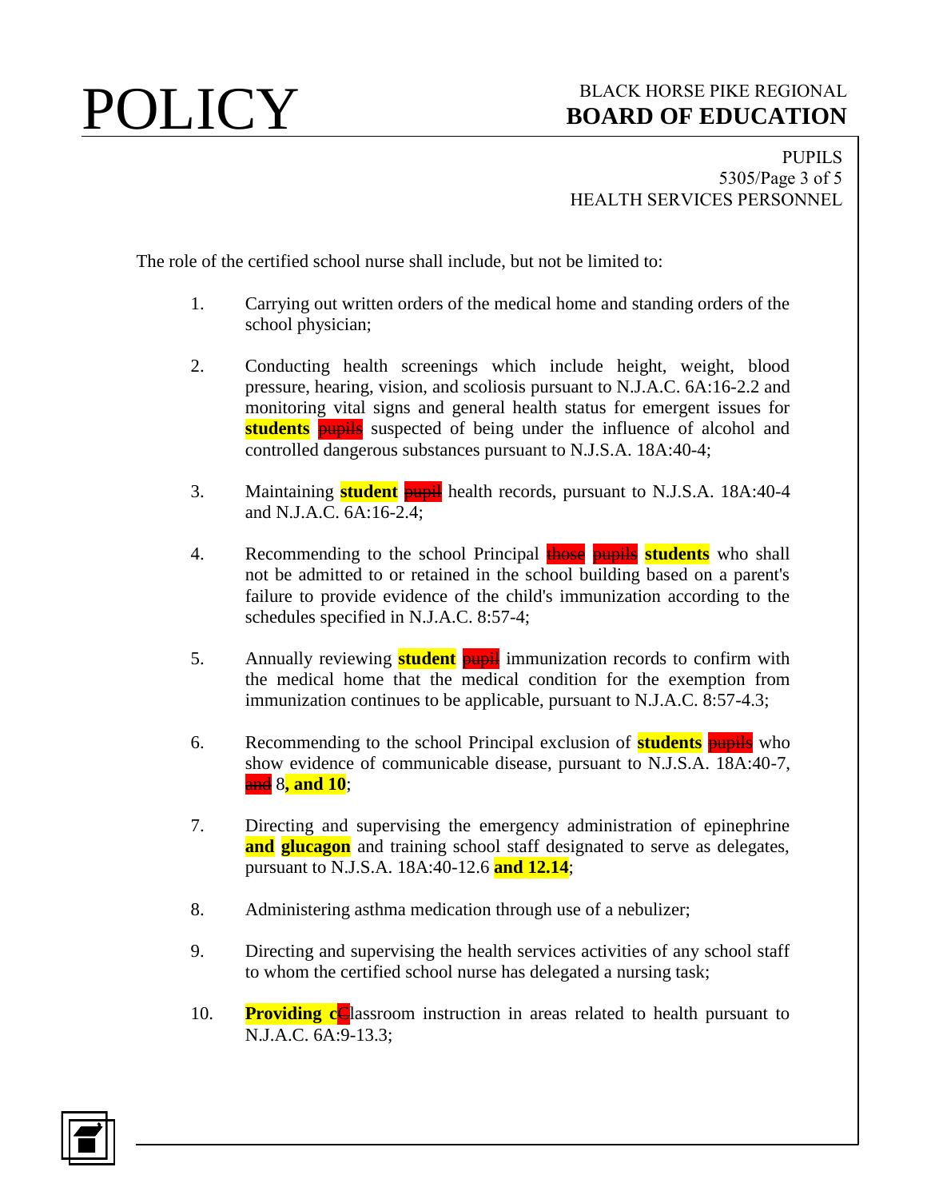The role of the certified school nurse shall include, but not be limited to:

1. Carrying out written orders of the medical home and standing orders of the school physician;

2. Conducting health screenings which include height, weight, blood pressure, hearing, vision, and scoliosis pursuant to N.J.A.C. 6A:16-2.2 and monitoring vital signs and general health status for emergent issues for **students** ~~pupils~~ suspected of being under the influence of alcohol and controlled dangerous substances pursuant to N.J.S.A. 18A:40-4;

3. Maintaining **student** ~~pupil~~ health records, pursuant to N.J.S.A. 18A:40-4 and N.J.A.C. 6A:16-2.4;

4. Recommending to the school Principal ~~those~~ ~~pupils~~ **students** who shall not be admitted to or retained in the school building based on a parent's failure to provide evidence of the child's immunization according to the schedules specified in N.J.A.C. 8:57-4;

5. Annually reviewing **student** ~~pupil~~ immunization records to confirm with the medical home that the medical condition for the exemption from immunization continues to be applicable, pursuant to N.J.A.C. 8:57-4.3;

6. Recommending to the school Principal exclusion of **students** ~~pupils~~ who show evidence of communicable disease, pursuant to N.J.S.A. 18A:40-7, ~~and~~ 8**, and 10**;

7. Directing and supervising the emergency administration of epinephrine **and glucagon** and training school staff designated to serve as delegates, pursuant to N.J.S.A. 18A:40-12.6 **and 12.14**;

8. Administering asthma medication through use of a nebulizer;

9. Directing and supervising the health services activities of any school staff to whom the certified school nurse has delegated a nursing task;

10. **Providing c**~~C~~lassroom instruction in areas related to health pursuant to N.J.A.C. 6A:9-13.3;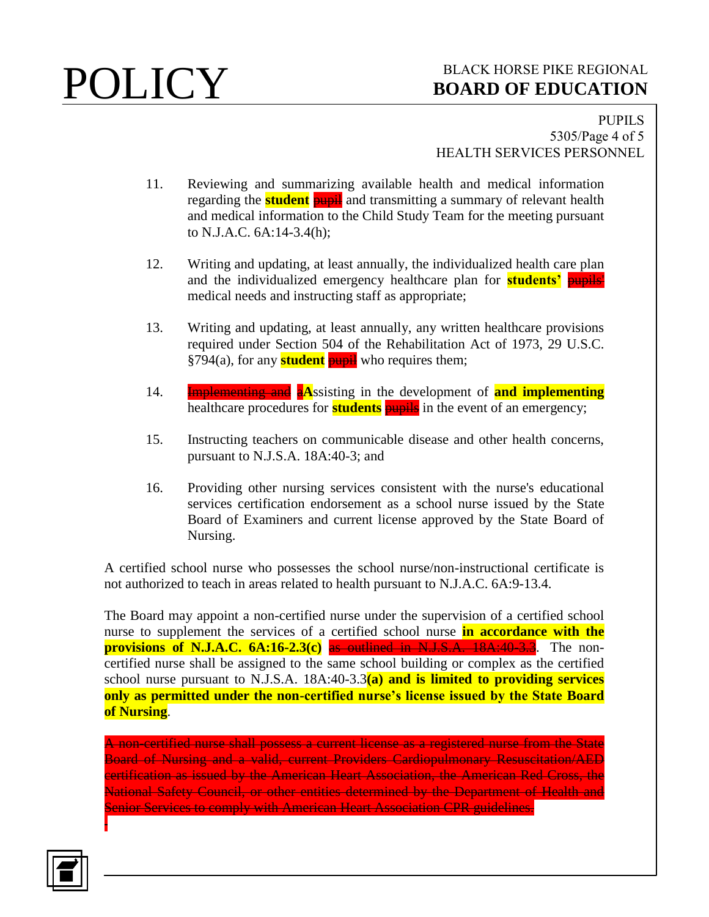11. Reviewing and summarizing available health and medical information regarding the **student** ~~pupil~~ and transmitting a summary of relevant health and medical information to the Child Study Team for the meeting pursuant to N.J.A.C. 6A:14-3.4(h);

12. Writing and updating, at least annually, the individualized health care plan and the individualized emergency healthcare plan for **students'** ~~pupils'~~ medical needs and instructing staff as appropriate;

13. Writing and updating, at least annually, any written healthcare provisions required under Section 504 of the Rehabilitation Act of 1973, 29 U.S.C. §794(a), for any **student** ~~pupil~~ who requires them;

14. ~~Implementing and~~ ~~a~~**A**ssisting in the development of **and implementing** healthcare procedures for **students** ~~pupils~~ in the event of an emergency;

15. Instructing teachers on communicable disease and other health concerns, pursuant to N.J.S.A. 18A:40-3; and

16. Providing other nursing services consistent with the nurse's educational services certification endorsement as a school nurse issued by the State Board of Examiners and current license approved by the State Board of Nursing.

A certified school nurse who possesses the school nurse/non-instructional certificate is not authorized to teach in areas related to health pursuant to N.J.A.C. 6A:9-13.4.

The Board may appoint a non-certified nurse under the supervision of a certified school nurse to supplement the services of a certified school nurse **in accordance with the provisions of N.J.A.C. 6A:16-2.3(c)** ~~as outlined in N.J.S.A. 18A:40-3.3~~. The non-certified nurse shall be assigned to the same school building or complex as the certified school nurse pursuant to N.J.S.A. 18A:40-3.3**(a) and is limited to providing services only as permitted under the non-certified nurse's license issued by the State Board of Nursing**.

~~A non-certified nurse shall possess a current license as a registered nurse from the State Board of Nursing and a valid, current Providers Cardiopulmonary Resuscitation/AED certification as issued by the American Heart Association, the American Red Cross, the National Safety Council, or other entities determined by the Department of Health and Senior Services to comply with American Heart Association CPR guidelines.~~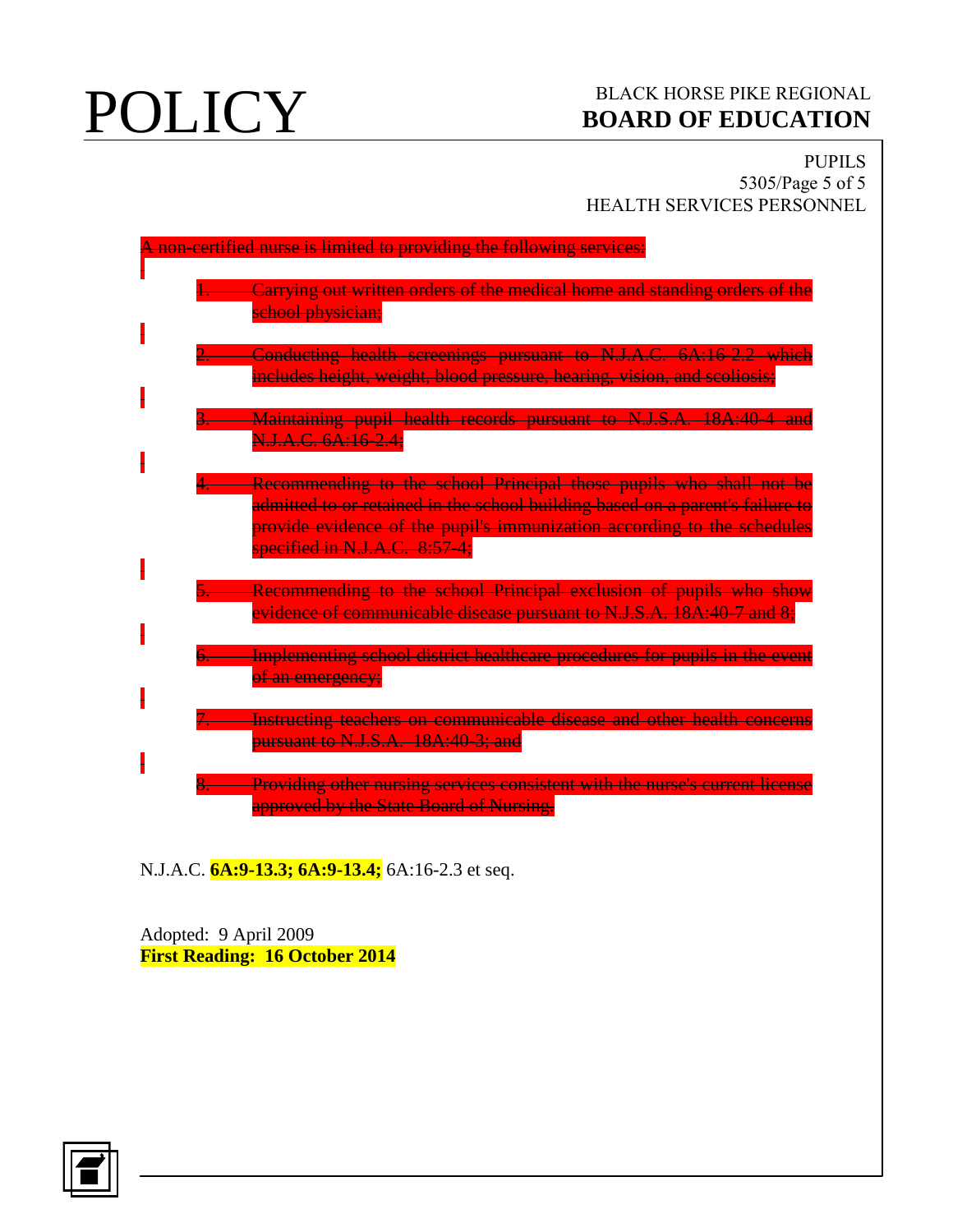~~A non-certified nurse is limited to providing the following services:~~

1. ~~Carrying out written orders of the medical home and standing orders of the school physician;~~

2. ~~Conducting health screenings pursuant to N.J.A.C. 6A:16-2.2 which includes height, weight, blood pressure, hearing, vision, and scoliosis;~~

3. ~~Maintaining pupil health records pursuant to N.J.S.A. 18A:40-4 and N.J.A.C. 6A:16-2.4;~~

4. ~~Recommending to the school Principal those pupils who shall not be admitted to or retained in the school building based on a parent's failure to provide evidence of the pupil's immunization according to the schedules specified in N.J.A.C. 8:57-4;~~

5. ~~Recommending to the school Principal exclusion of pupils who show evidence of communicable disease pursuant to N.J.S.A. 18A:40-7 and 8;~~

6. ~~Implementing school district healthcare procedures for pupils in the event of an emergency;~~

7. ~~Instructing teachers on communicable disease and other health concerns pursuant to N.J.S.A. 18A:40-3; and~~

8. ~~Providing other nursing services consistent with the nurse's current license approved by the State Board of Nursing.~~

N.J.A.C. **6A:9-13.3; 6A:9-13.4;** 6A:16-2.3 et seq.

Adopted: 9 April 2009
**First Reading: 16 October 2014**